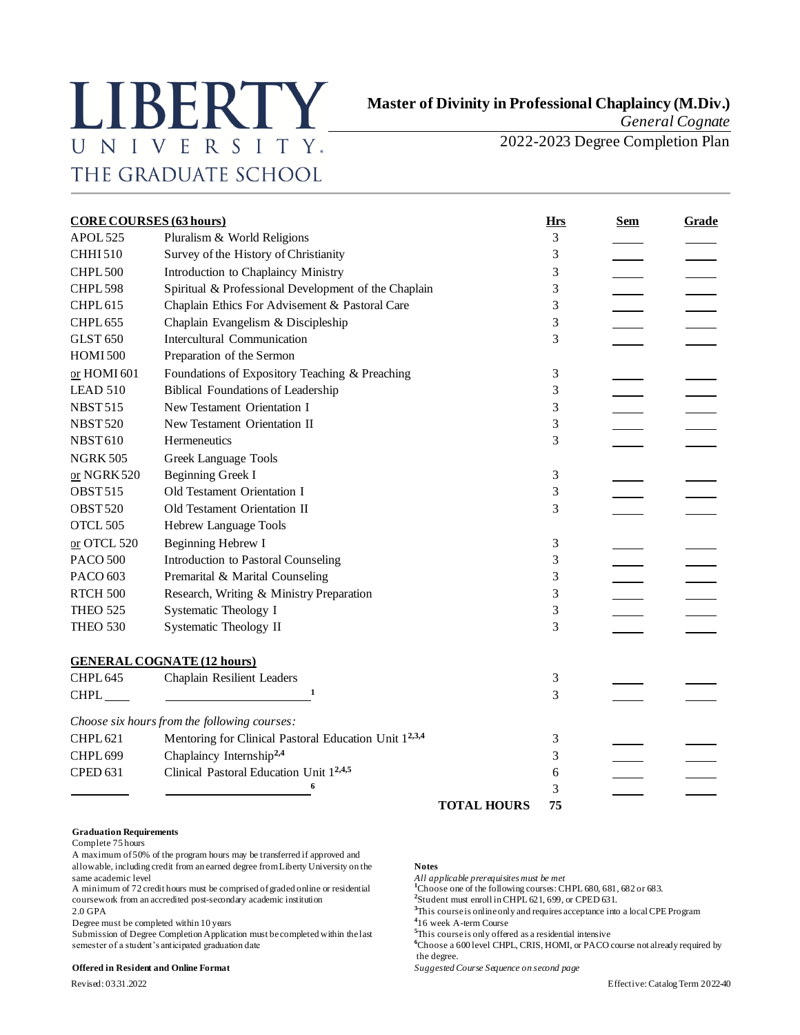# LIBERTY UNIVERSITY. THE GRADUATE SCHOOL

## Master of Divinity in Professional Chaplaincy (M.Div.)

*General Cognate*

2022-2023 Degree Completion Plan

| CORE COURSES (63 hours) | | Hrs | Sem | Grade |
|---|---|---|---|---|
| APOL 525 | Pluralism & World Religions | 3 | | |
| CHHI 510 | Survey of the History of Christianity | 3 | | |
| CHPL 500 | Introduction to Chaplaincy Ministry | 3 | | |
| CHPL 598 | Spiritual & Professional Development of the Chaplain | 3 | | |
| CHPL 615 | Chaplain Ethics For Advisement & Pastoral Care | 3 | | |
| CHPL 655 | Chaplain Evangelism & Discipleship | 3 | | |
| GLST 650 | Intercultural Communication | 3 | | |
| HOMI 500 | Preparation of the Sermon | | | |
| or HOMI 601 | Foundations of Expository Teaching & Preaching | 3 | | |
| LEAD 510 | Biblical Foundations of Leadership | 3 | | |
| NBST 515 | New Testament Orientation I | 3 | | |
| NBST 520 | New Testament Orientation II | 3 | | |
| NBST 610 | Hermeneutics | 3 | | |
| NGRK 505 | Greek Language Tools | | | |
| or NGRK 520 | Beginning Greek I | 3 | | |
| OBST 515 | Old Testament Orientation I | 3 | | |
| OBST 520 | Old Testament Orientation II | 3 | | |
| OTCL 505 | Hebrew Language Tools | | | |
| or OTCL 520 | Beginning Hebrew I | 3 | | |
| PACO 500 | Introduction to Pastoral Counseling | 3 | | |
| PACO 603 | Premarital & Marital Counseling | 3 | | |
| RTCH 500 | Research, Writing & Ministry Preparation | 3 | | |
| THEO 525 | Systematic Theology I | 3 | | |
| THEO 530 | Systematic Theology II | 3 | | |
| **GENERAL COGNATE (12 hours)** | | | | |
| CHPL 645 | Chaplain Resilient Leaders | 3 | | |
| CHPL ____ | ____________________ [1] | 3 | | |
| *Choose six hours from the following courses:* | | | | |
| CHPL 621 | Mentoring for Clinical Pastoral Education Unit 1[2,3,4] | 3 | | |
| CHPL 699 | Chaplaincy Internship[2,4] | 3 | | |
| CPED 631 | Clinical Pastoral Education Unit 1[2,4,5] | 6 | | |
| ________ | ____________________ [6] | 3 | | |
| | **TOTAL HOURS** | **75** | | |

**Graduation Requirements**

Complete 75 hours

A maximum of 50% of the program hours may be transferred if approved and allowable, including credit from an earned degree from Liberty University on the same academic level

A minimum of 72 credit hours must be comprised of graded online or residential coursework from an accredited post-secondary academic institution

2.0 GPA

Degree must be completed within 10 years

Submission of Degree Completion Application must be completed within the last semester of a student's anticipated graduation date

**Offered in Resident and Online Format**

**Notes**

*All applicable prerequisites must be met*

[1]Choose one of the following courses: CHPL 680, 681, 682 or 683.

[2]Student must enroll in CHPL 621, 699, or CPED 631.

[3]This course is online only and requires acceptance into a local CPE Program

[4]16 week A-term Course

[5]This course is only offered as a residential intensive

[6]Choose a 600 level CHPL, CRIS, HOMI, or PACO course not already required by the degree.

*Suggested Course Sequence on second page*

Revised: 03.31.2022

Effective: Catalog Term 2022-40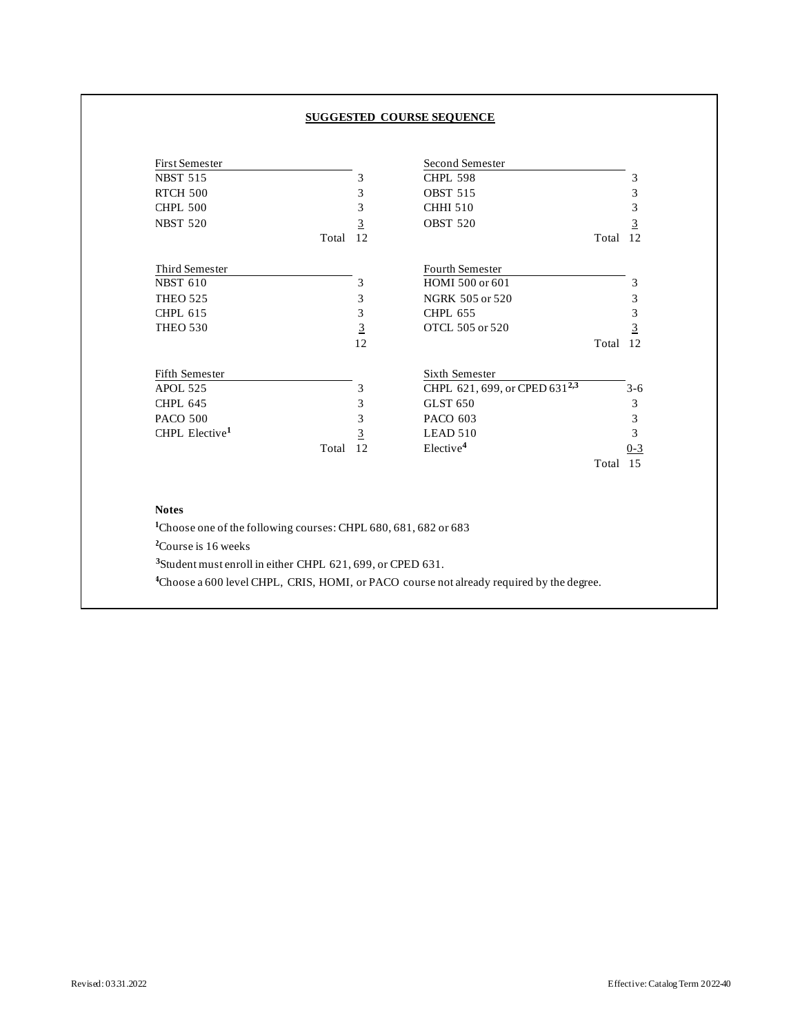## SUGGESTED COURSE SEQUENCE

| First Semester | | Second Semester | |
|---|---|---|---|
| NBST 515 | 3 | CHPL 598 | 3 |
| RTCH 500 | 3 | OBST 515 | 3 |
| CHPL 500 | 3 | CHHI 510 | 3 |
| NBST 520 | 3 | OBST 520 | 3 |
| Total | 12 | Total | 12 |

| Third Semester | | Fourth Semester | |
|---|---|---|---|
| NBST 610 | 3 | HOMI 500 or 601 | 3 |
| THEO 525 | 3 | NGRK 505 or 520 | 3 |
| CHPL 615 | 3 | CHPL 655 | 3 |
| THEO 530 | 3 | OTCL 505 or 520 | 3 |
| | 12 | Total | 12 |

| Fifth Semester | | Sixth Semester | |
|---|---|---|---|
| APOL 525 | 3 | CHPL 621, 699, or CPED 631[2,3] | 3-6 |
| CHPL 645 | 3 | GLST 650 | 3 |
| PACO 500 | 3 | PACO 603 | 3 |
| CHPL Elective[1] | 3 | LEAD 510 | 3 |
| Total | 12 | Elective[4] | 0-3 |
| | | Total | 15 |

**Notes**

[1]Choose one of the following courses: CHPL 680, 681, 682 or 683

[2]Course is 16 weeks

[3]Student must enroll in either CHPL 621, 699, or CPED 631.

[4]Choose a 600 level CHPL, CRIS, HOMI, or PACO course not already required by the degree.

Revised: 03.31.2022

Effective: Catalog Term 2022-40